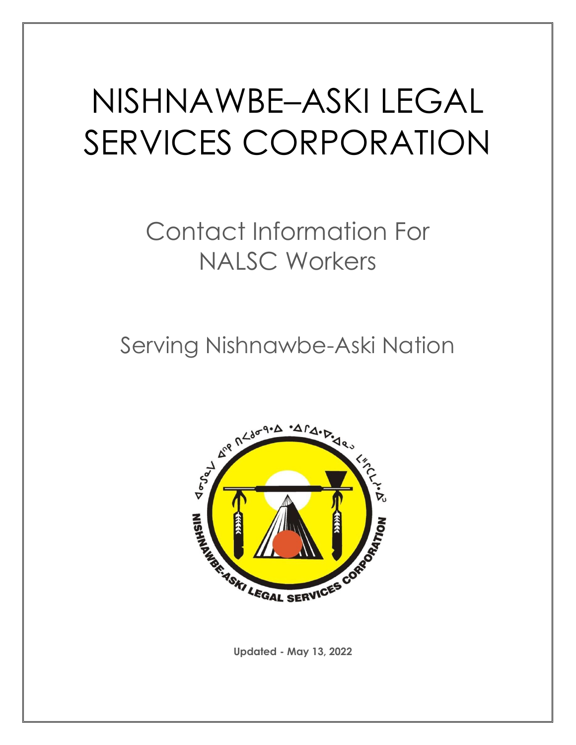# NISHNAWBE–ASKI LEGAL SERVICES CORPORATION

## Contact Information For NALSC Workers

## Serving Nishnawbe-Aski Nation

**Updated - May 13, 2022**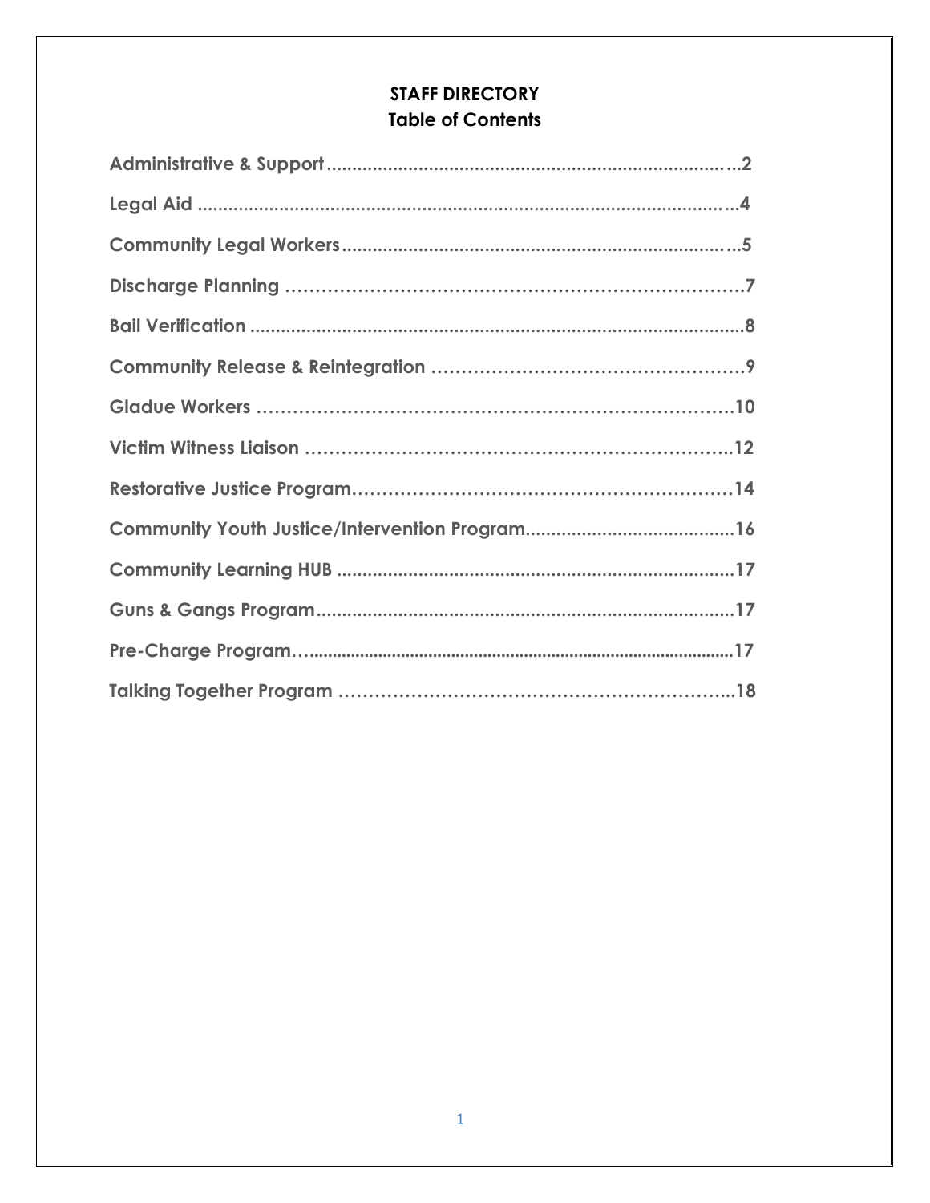# STAFF DIRECTORY

## Table of Contents

**Administrative & Support** ........................................ 2

**Legal Aid** ........................................ 4

**Community Legal Workers** ........................................ 5

**Discharge Planning** ........................................ 7

**Bail Verification** ........................................ 8

**Community Release & Reintegration** ........................................ 9

**Gladue Workers** ........................................ 10

**Victim Witness Liaison** ........................................ 12

**Restorative Justice Program** ........................................ 14

**Community Youth Justice/Intervention Program** ........................................ 16

**Community Learning HUB** ........................................ 17

**Guns & Gangs Program** ........................................ 17

**Pre-Charge Program** ........................................ 17

**Talking Together Program** ........................................ 18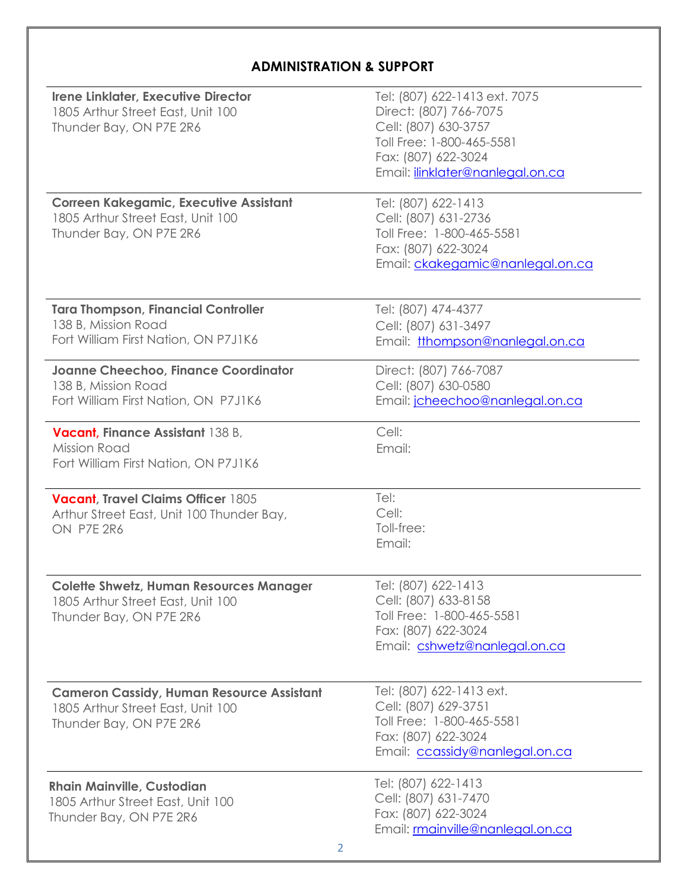## ADMINISTRATION & SUPPORT

| | |
|---|---|
| **Irene Linklater, Executive Director**<br>1805 Arthur Street East, Unit 100<br>Thunder Bay, ON P7E 2R6 | Tel: (807) 622-1413 ext. 7075<br>Direct: (807) 766-7075<br>Cell: (807) 630-3757<br>Toll Free: 1-800-465-5581<br>Fax: (807) 622-3024<br>Email: ilinklater@nanlegal.on.ca |
| **Correen Kakegamic, Executive Assistant**<br>1805 Arthur Street East, Unit 100<br>Thunder Bay, ON P7E 2R6 | Tel: (807) 622-1413<br>Cell: (807) 631-2736<br>Toll Free: 1-800-465-5581<br>Fax: (807) 622-3024<br>Email: ckakegamic@nanlegal.on.ca |
| **Tara Thompson, Financial Controller**<br>138 B, Mission Road<br>Fort William First Nation, ON P7J1K6 | Tel: (807) 474-4377<br>Cell: (807) 631-3497<br>Email: tthompson@nanlegal.on.ca |
| **Joanne Cheechoo, Finance Coordinator**<br>138 B, Mission Road<br>Fort William First Nation, ON P7J1K6 | Direct: (807) 766-7087<br>Cell: (807) 630-0580<br>Email: jcheechoo@nanlegal.on.ca |
| **Vacant, Finance Assistant** 138 B, Mission Road<br>Fort William First Nation, ON P7J1K6 | Cell:<br>Email: |
| **Vacant, Travel Claims Officer** 1805 Arthur Street East, Unit 100 Thunder Bay, ON P7E 2R6 | Tel:<br>Cell:<br>Toll-free:<br>Email: |
| **Colette Shwetz, Human Resources Manager**<br>1805 Arthur Street East, Unit 100<br>Thunder Bay, ON P7E 2R6 | Tel: (807) 622-1413<br>Cell: (807) 633-8158<br>Toll Free: 1-800-465-5581<br>Fax: (807) 622-3024<br>Email: cshwetz@nanlegal.on.ca |
| **Cameron Cassidy, Human Resource Assistant**<br>1805 Arthur Street East, Unit 100<br>Thunder Bay, ON P7E 2R6 | Tel: (807) 622-1413 ext.<br>Cell: (807) 629-3751<br>Toll Free: 1-800-465-5581<br>Fax: (807) 622-3024<br>Email: ccassidy@nanlegal.on.ca |
| **Rhain Mainville, Custodian**<br>1805 Arthur Street East, Unit 100<br>Thunder Bay, ON P7E 2R6 | Tel: (807) 622-1413<br>Cell: (807) 631-7470<br>Fax: (807) 622-3024<br>Email: rmainville@nanlegal.on.ca |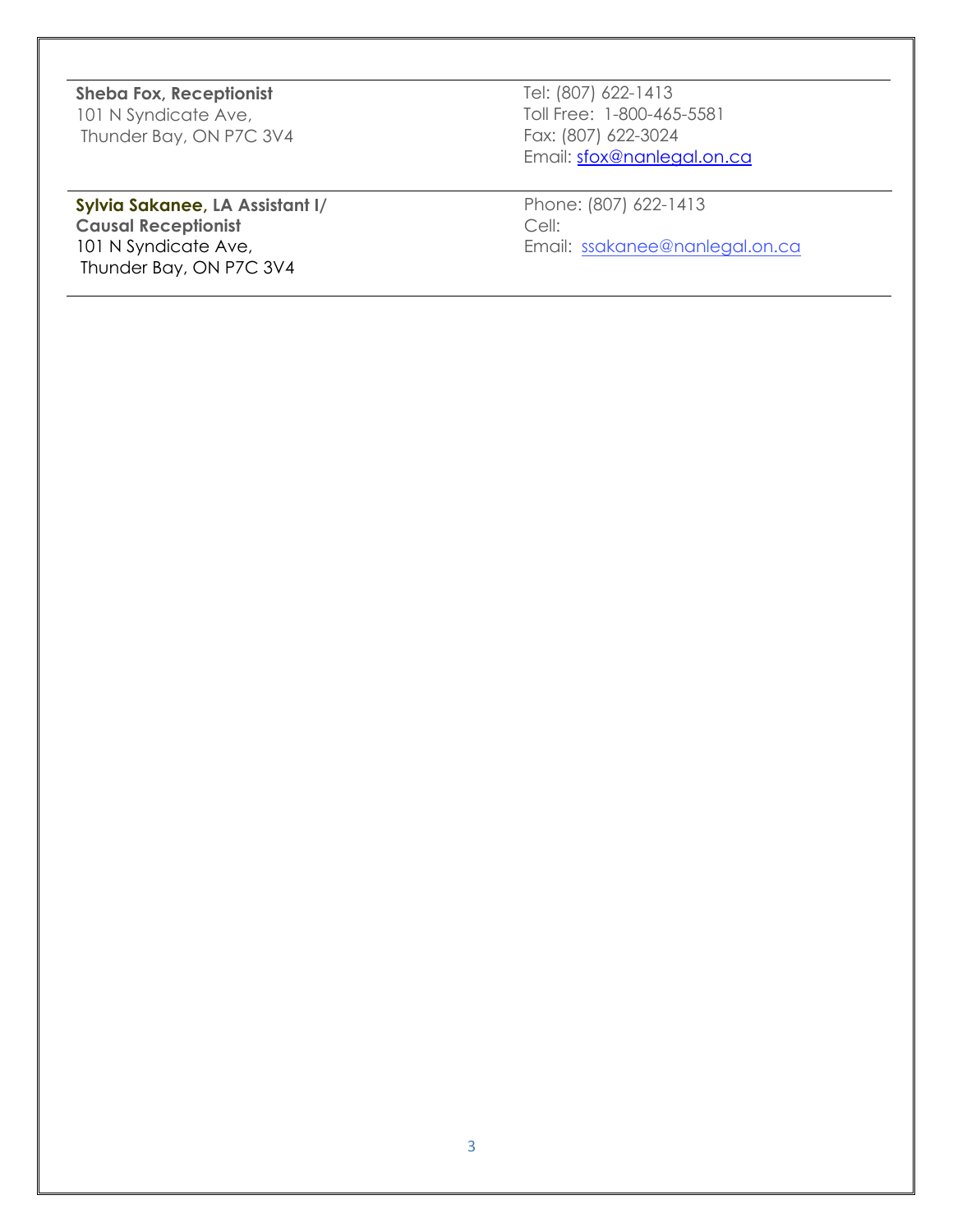| | |
|---|---|
| **Sheba Fox, Receptionist**<br>101 N Syndicate Ave,<br>Thunder Bay, ON P7C 3V4 | Tel: (807) 622-1413<br>Toll Free: 1-800-465-5581<br>Fax: (807) 622-3024<br>Email: sfox@nanlegal.on.ca |
| **Sylvia Sakanee, LA Assistant I/ Causal Receptionist**<br>101 N Syndicate Ave,<br>Thunder Bay, ON P7C 3V4 | Phone: (807) 622-1413<br>Cell:<br>Email: ssakanee@nanlegal.on.ca |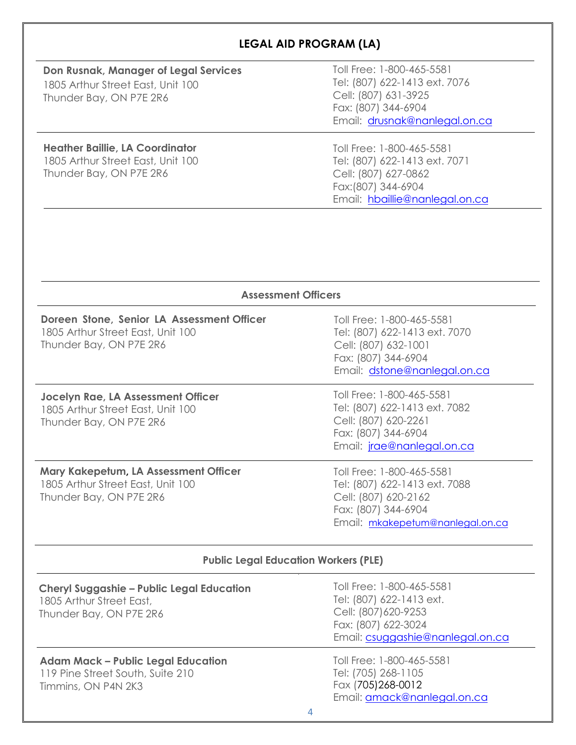## LEGAL AID PROGRAM (LA)

| | |
|---|---|
| **Don Rusnak, Manager of Legal Services**<br>1805 Arthur Street East, Unit 100<br>Thunder Bay, ON P7E 2R6 | Toll Free: 1-800-465-5581<br>Tel: (807) 622-1413 ext. 7076<br>Cell: (807) 631-3925<br>Fax: (807) 344-6904<br>Email: drusnak@nanlegal.on.ca |
| **Heather Baillie, LA Coordinator**<br>1805 Arthur Street East, Unit 100<br>Thunder Bay, ON P7E 2R6 | Toll Free: 1-800-465-5581<br>Tel: (807) 622-1413 ext. 7071<br>Cell: (807) 627-0862<br>Fax:(807) 344-6904<br>Email: hbaillie@nanlegal.on.ca |

### Assessment Officers

| | |
|---|---|
| **Doreen Stone, Senior LA Assessment Officer**<br>1805 Arthur Street East, Unit 100<br>Thunder Bay, ON P7E 2R6 | Toll Free: 1-800-465-5581<br>Tel: (807) 622-1413 ext. 7070<br>Cell: (807) 632-1001<br>Fax: (807) 344-6904<br>Email: dstone@nanlegal.on.ca |
| **Jocelyn Rae, LA Assessment Officer**<br>1805 Arthur Street East, Unit 100<br>Thunder Bay, ON P7E 2R6 | Toll Free: 1-800-465-5581<br>Tel: (807) 622-1413 ext. 7082<br>Cell: (807) 620-2261<br>Fax: (807) 344-6904<br>Email: jrae@nanlegal.on.ca |
| **Mary Kakepetum, LA Assessment Officer**<br>1805 Arthur Street East, Unit 100<br>Thunder Bay, ON P7E 2R6 | Toll Free: 1-800-465-5581<br>Tel: (807) 622-1413 ext. 7088<br>Cell: (807) 620-2162<br>Fax: (807) 344-6904<br>Email: mkakepetum@nanlegal.on.ca |

### Public Legal Education Workers (PLE)

| | |
|---|---|
| **Cheryl Suggashie – Public Legal Education**<br>1805 Arthur Street East,<br>Thunder Bay, ON P7E 2R6 | Toll Free: 1-800-465-5581<br>Tel: (807) 622-1413 ext.<br>Cell: (807)620-9253<br>Fax: (807) 622-3024<br>Email: csuggashie@nanlegal.on.ca |
| **Adam Mack – Public Legal Education**<br>119 Pine Street South, Suite 210<br>Timmins, ON P4N 2K3 | Toll Free: 1-800-465-5581<br>Tel: (705) 268-1105<br>Fax (705)268-0012<br>Email: amack@nanlegal.on.ca |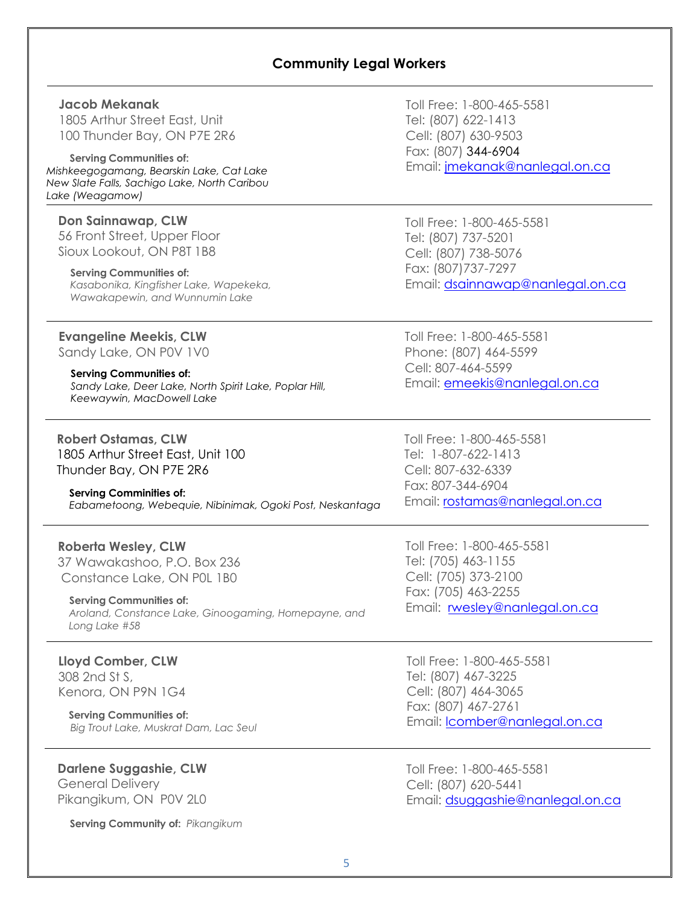## Community Legal Workers

**Jacob Mekanak**
1805 Arthur Street East, Unit
100 Thunder Bay, ON P7E 2R6

**Serving Communities of:**
*Mishkeegogamang, Bearskin Lake, Cat Lake New Slate Falls, Sachigo Lake, North Caribou Lake (Weagamow)*

Toll Free: 1-800-465-5581
Tel: (807) 622-1413
Cell: (807) 630-9503
Fax: (807) 344-6904
Email: jmekanak@nanlegal.on.ca

---

**Don Sainnawap, CLW**
56 Front Street, Upper Floor
Sioux Lookout, ON P8T 1B8

**Serving Communities of:**
*Kasabonika, Kingfisher Lake, Wapekeka, Wawakapewin, and Wunnumin Lake*

Toll Free: 1-800-465-5581
Tel: (807) 737-5201
Cell: (807) 738-5076
Fax: (807)737-7297
Email: dsainnawap@nanlegal.on.ca

---

**Evangeline Meekis, CLW**
Sandy Lake, ON P0V 1V0

**Serving Communities of:**
*Sandy Lake, Deer Lake, North Spirit Lake, Poplar Hill, Keewaywin, MacDowell Lake*

Toll Free: 1-800-465-5581
Phone: (807) 464-5599
Cell: 807-464-5599
Email: emeekis@nanlegal.on.ca

---

**Robert Ostamas, CLW**
1805 Arthur Street East, Unit 100
Thunder Bay, ON P7E 2R6

**Serving Comminities of:**
*Eabametoong, Webequie, Nibinimak, Ogoki Post, Neskantaga*

Toll Free: 1-800-465-5581
Tel: 1-807-622-1413
Cell: 807-632-6339
Fax: 807-344-6904
Email: rostamas@nanlegal.on.ca

---

**Roberta Wesley, CLW**
37 Wawakashoo, P.O. Box 236
Constance Lake, ON P0L 1B0

**Serving Communities of:**
*Aroland, Constance Lake, Ginoogaming, Hornepayne, and Long Lake #58*

Toll Free: 1-800-465-5581
Tel: (705) 463-1155
Cell: (705) 373-2100
Fax: (705) 463-2255
Email: rwesley@nanlegal.on.ca

---

**Lloyd Comber, CLW**
308 2nd St S,
Kenora, ON P9N 1G4

**Serving Communities of:**
*Big Trout Lake, Muskrat Dam, Lac Seul*

Toll Free: 1-800-465-5581
Tel: (807) 467-3225
Cell: (807) 464-3065
Fax: (807) 467-2761
Email: lcomber@nanlegal.on.ca

---

**Darlene Suggashie, CLW**
General Delivery
Pikangikum, ON P0V 2L0

**Serving Community of:** *Pikangikum*

Toll Free: 1-800-465-5581
Cell: (807) 620-5441
Email: dsuggashie@nanlegal.on.ca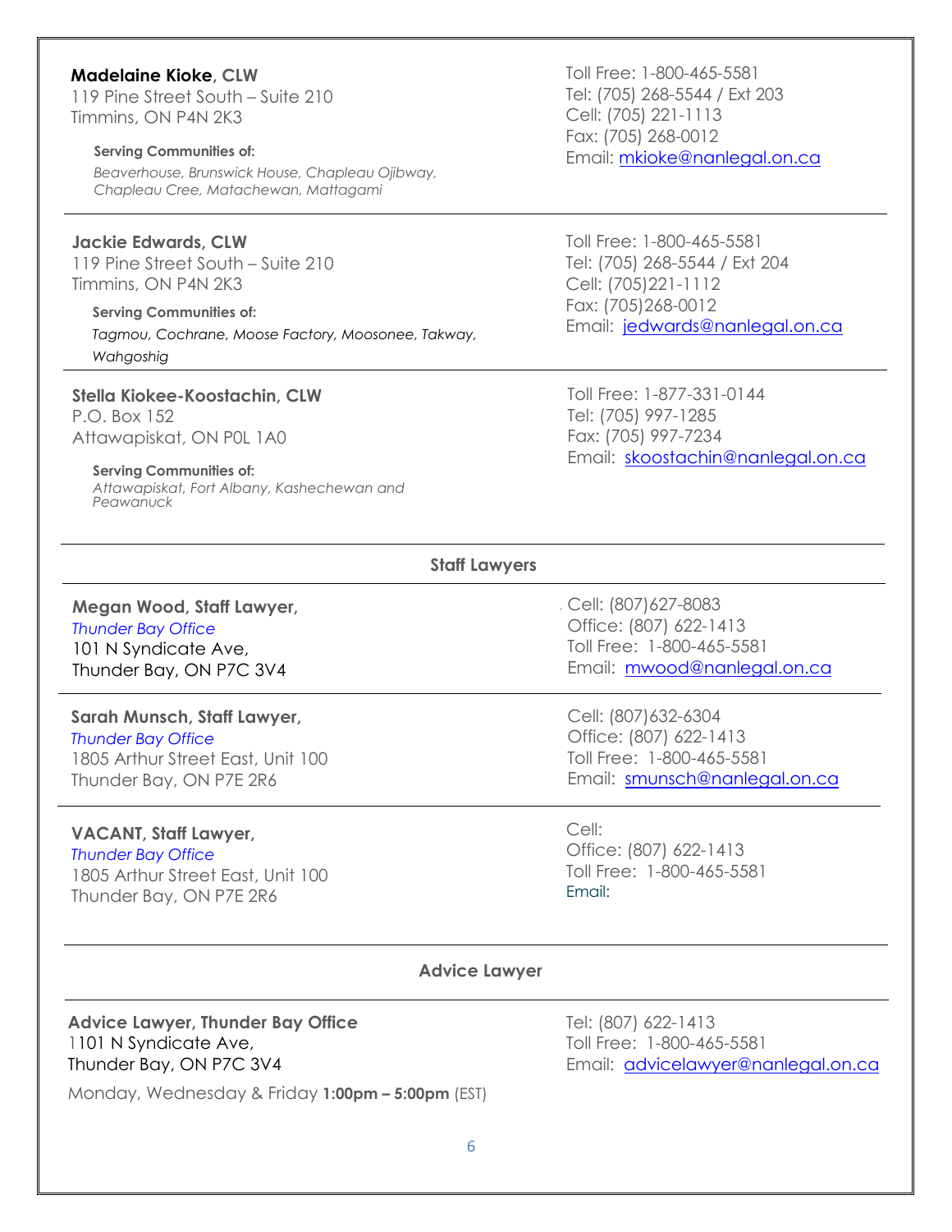**Madelaine Kioke**, **CLW**
119 Pine Street South – Suite 210
Timmins, ON P4N 2K3

**Serving Communities of:**
*Beaverhouse, Brunswick House, Chapleau Ojibway, Chapleau Cree, Matachewan, Mattagami*

Toll Free: 1-800-465-5581
Tel: (705) 268-5544 / Ext 203
Cell: (705) 221-1113
Fax: (705) 268-0012
Email: mkioke@nanlegal.on.ca

---

**Jackie Edwards, CLW**
119 Pine Street South – Suite 210
Timmins, ON P4N 2K3

**Serving Communities of:**
*Tagmou, Cochrane, Moose Factory, Moosonee, Takway, Wahgoshig*

Toll Free: 1-800-465-5581
Tel: (705) 268-5544 / Ext 204
Cell: (705)221-1112
Fax: (705)268-0012
Email: jedwards@nanlegal.on.ca

---

**Stella Kiokee-Koostachin, CLW**
P.O. Box 152
Attawapiskat, ON P0L 1A0

**Serving Communities of:**
*Attawapiskat, Fort Albany, Kashechewan and Peawanuck*

Toll Free: 1-877-331-0144
Tel: (705) 997-1285
Fax: (705) 997-7234
Email: skoostachin@nanlegal.on.ca

---

## Staff Lawyers

**Megan Wood, Staff Lawyer,**
*Thunder Bay Office*
101 N Syndicate Ave,
Thunder Bay, ON P7C 3V4

Cell: (807)627-8083
Office: (807) 622-1413
Toll Free: 1-800-465-5581
Email: mwood@nanlegal.on.ca

---

**Sarah Munsch, Staff Lawyer,**
*Thunder Bay Office*
1805 Arthur Street East, Unit 100
Thunder Bay, ON P7E 2R6

Cell: (807)632-6304
Office: (807) 622-1413
Toll Free: 1-800-465-5581
Email: smunsch@nanlegal.on.ca

---

**VACANT, Staff Lawyer,**
*Thunder Bay Office*
1805 Arthur Street East, Unit 100
Thunder Bay, ON P7E 2R6

Cell:
Office: (807) 622-1413
Toll Free: 1-800-465-5581
Email:

---

## Advice Lawyer

**Advice Lawyer, Thunder Bay Office**
1101 N Syndicate Ave,
Thunder Bay, ON P7C 3V4

Monday, Wednesday & Friday **1:00pm – 5:00pm** (EST)

Tel: (807) 622-1413
Toll Free: 1-800-465-5581
Email: advicelawyer@nanlegal.on.ca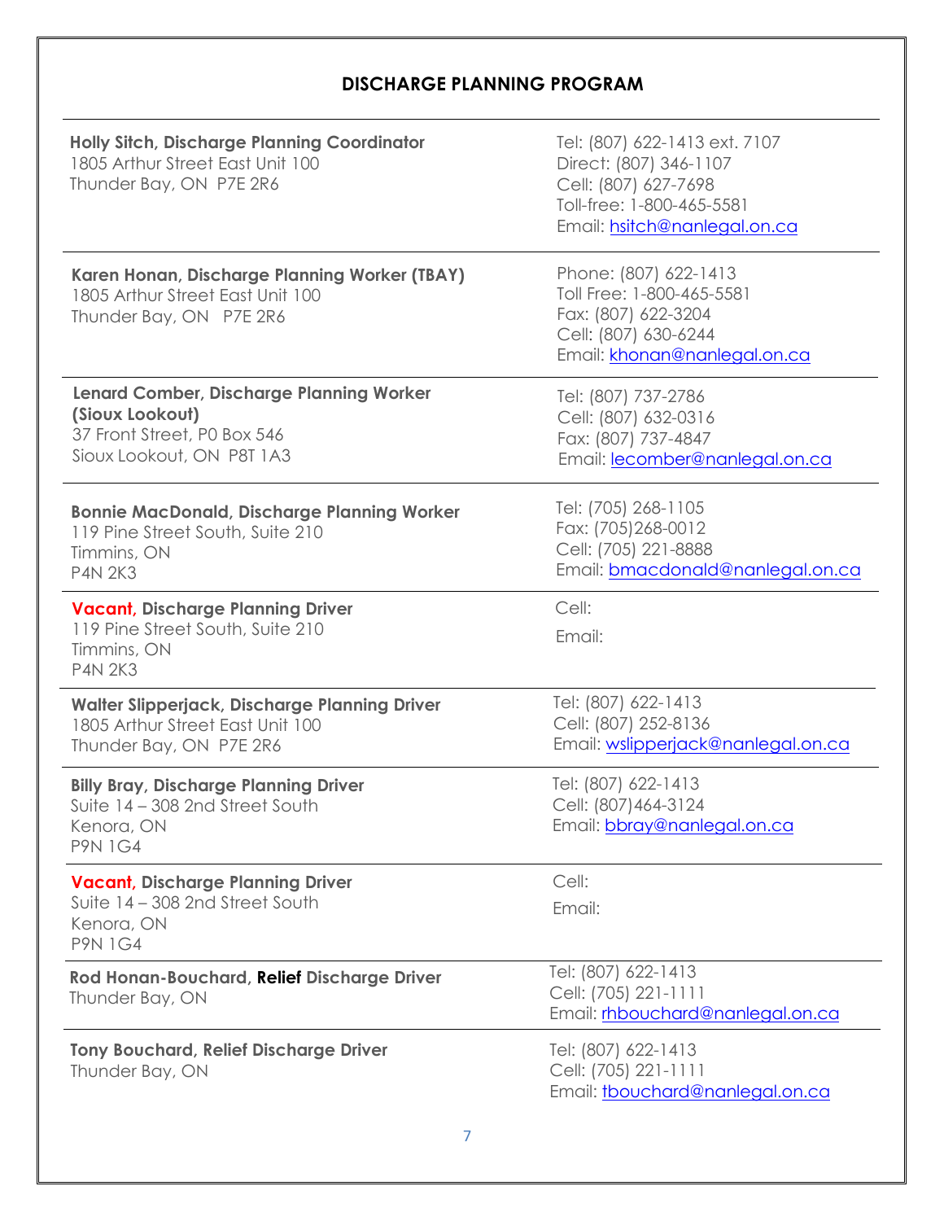## DISCHARGE PLANNING PROGRAM

| | |
|---|---|
| **Holly Sitch, Discharge Planning Coordinator**<br>1805 Arthur Street East Unit 100<br>Thunder Bay, ON P7E 2R6 | Tel: (807) 622-1413 ext. 7107<br>Direct: (807) 346-1107<br>Cell: (807) 627-7698<br>Toll-free: 1-800-465-5581<br>Email: hsitch@nanlegal.on.ca |
| **Karen Honan, Discharge Planning Worker (TBAY)**<br>1805 Arthur Street East Unit 100<br>Thunder Bay, ON P7E 2R6 | Phone: (807) 622-1413<br>Toll Free: 1-800-465-5581<br>Fax: (807) 622-3204<br>Cell: (807) 630-6244<br>Email: khonan@nanlegal.on.ca |
| **Lenard Comber, Discharge Planning Worker (Sioux Lookout)**<br>37 Front Street, P0 Box 546<br>Sioux Lookout, ON P8T 1A3 | Tel: (807) 737-2786<br>Cell: (807) 632-0316<br>Fax: (807) 737-4847<br>Email: lecomber@nanlegal.on.ca |
| **Bonnie MacDonald, Discharge Planning Worker**<br>119 Pine Street South, Suite 210<br>Timmins, ON<br>P4N 2K3 | Tel: (705) 268-1105<br>Fax: (705)268-0012<br>Cell: (705) 221-8888<br>Email: bmacdonald@nanlegal.on.ca |
| **Vacant, Discharge Planning Driver**<br>119 Pine Street South, Suite 210<br>Timmins, ON<br>P4N 2K3 | Cell:<br>Email: |
| **Walter Slipperjack, Discharge Planning Driver**<br>1805 Arthur Street East Unit 100<br>Thunder Bay, ON P7E 2R6 | Tel: (807) 622-1413<br>Cell: (807) 252-8136<br>Email: wslipperjack@nanlegal.on.ca |
| **Billy Bray, Discharge Planning Driver**<br>Suite 14 – 308 2nd Street South<br>Kenora, ON<br>P9N 1G4 | Tel: (807) 622-1413<br>Cell: (807)464-3124<br>Email: bbray@nanlegal.on.ca |
| **Vacant, Discharge Planning Driver**<br>Suite 14 – 308 2nd Street South<br>Kenora, ON<br>P9N 1G4 | Cell:<br>Email: |
| **Rod Honan-Bouchard, Relief Discharge Driver**<br>Thunder Bay, ON | Tel: (807) 622-1413<br>Cell: (705) 221-1111<br>Email: rhbouchard@nanlegal.on.ca |
| **Tony Bouchard, Relief Discharge Driver**<br>Thunder Bay, ON | Tel: (807) 622-1413<br>Cell: (705) 221-1111<br>Email: tbouchard@nanlegal.on.ca |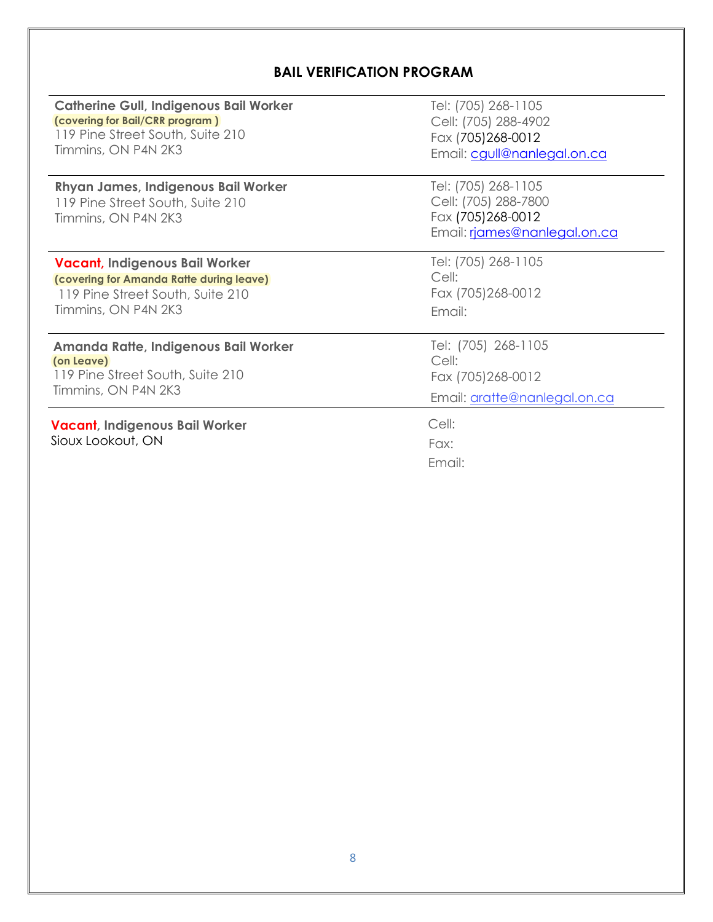## BAIL VERIFICATION PROGRAM

| | |
|---|---|
| **Catherine Gull, Indigenous Bail Worker**<br>**(covering for Bail/CRR program )**<br>119 Pine Street South, Suite 210<br>Timmins, ON P4N 2K3 | Tel: (705) 268-1105<br>Cell: (705) 288-4902<br>Fax (705)268-0012<br>Email: cgull@nanlegal.on.ca |
| **Rhyan James, Indigenous Bail Worker**<br>119 Pine Street South, Suite 210<br>Timmins, ON P4N 2K3 | Tel: (705) 268-1105<br>Cell: (705) 288-7800<br>Fax (705)268-0012<br>Email: rjames@nanlegal.on.ca |
| **Vacant, Indigenous Bail Worker**<br>**(covering for Amanda Ratte during leave)**<br>119 Pine Street South, Suite 210<br>Timmins, ON P4N 2K3 | Tel: (705) 268-1105<br>Cell:<br>Fax (705)268-0012<br>Email: |
| **Amanda Ratte, Indigenous Bail Worker**<br>**(on Leave)**<br>119 Pine Street South, Suite 210<br>Timmins, ON P4N 2K3 | Tel: (705) 268-1105<br>Cell:<br>Fax (705)268-0012<br>Email: aratte@nanlegal.on.ca |
| **Vacant, Indigenous Bail Worker**<br>Sioux Lookout, ON | Cell:<br>Fax:<br>Email: |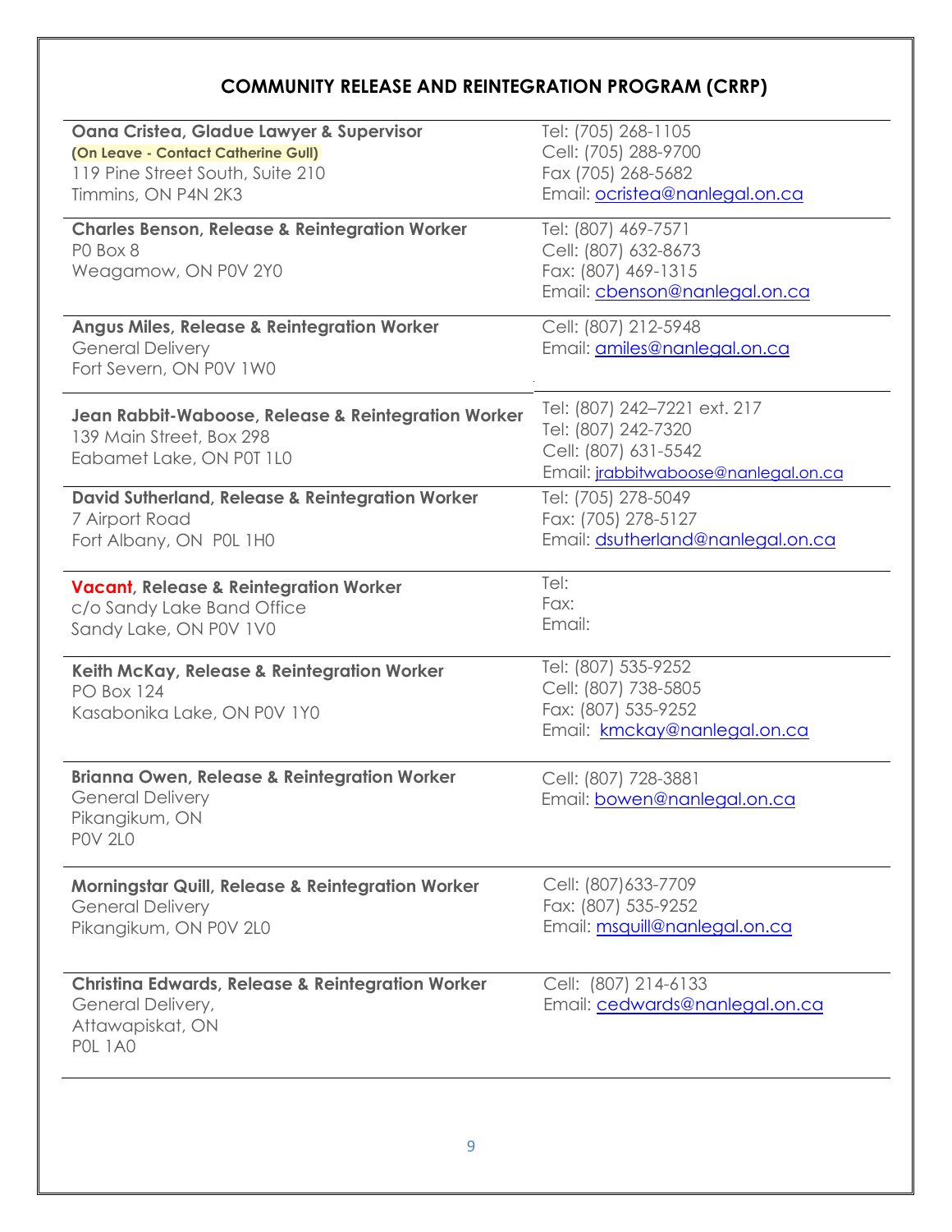# COMMUNITY RELEASE AND REINTEGRATION PROGRAM (CRRP)

| | |
|---|---|
| **Oana Cristea, Gladue Lawyer & Supervisor**<br>**(On Leave - Contact Catherine Gull)**<br>119 Pine Street South, Suite 210<br>Timmins, ON P4N 2K3 | Tel: (705) 268-1105<br>Cell: (705) 288-9700<br>Fax (705) 268-5682<br>Email: ocristea@nanlegal.on.ca |
| **Charles Benson, Release & Reintegration Worker**<br>P0 Box 8<br>Weagamow, ON P0V 2Y0 | Tel: (807) 469-7571<br>Cell: (807) 632-8673<br>Fax: (807) 469-1315<br>Email: cbenson@nanlegal.on.ca |
| **Angus Miles, Release & Reintegration Worker**<br>General Delivery<br>Fort Severn, ON P0V 1W0 | Cell: (807) 212-5948<br>Email: amiles@nanlegal.on.ca |
| **Jean Rabbit-Waboose, Release & Reintegration Worker**<br>139 Main Street, Box 298<br>Eabamet Lake, ON P0T 1L0 | Tel: (807) 242–7221 ext. 217<br>Tel: (807) 242-7320<br>Cell: (807) 631-5542<br>Email: jrabbitwaboose@nanlegal.on.ca |
| **David Sutherland, Release & Reintegration Worker**<br>7 Airport Road<br>Fort Albany, ON P0L 1H0 | Tel: (705) 278-5049<br>Fax: (705) 278-5127<br>Email: dsutherland@nanlegal.on.ca |
| **Vacant, Release & Reintegration Worker**<br>c/o Sandy Lake Band Office<br>Sandy Lake, ON P0V 1V0 | Tel:<br>Fax:<br>Email: |
| **Keith McKay, Release & Reintegration Worker**<br>PO Box 124<br>Kasabonika Lake, ON P0V 1Y0 | Tel: (807) 535-9252<br>Cell: (807) 738-5805<br>Fax: (807) 535-9252<br>Email: kmckay@nanlegal.on.ca |
| **Brianna Owen, Release & Reintegration Worker**<br>General Delivery<br>Pikangikum, ON<br>P0V 2L0 | Cell: (807) 728-3881<br>Email: bowen@nanlegal.on.ca |
| **Morningstar Quill, Release & Reintegration Worker**<br>General Delivery<br>Pikangikum, ON P0V 2L0 | Cell: (807)633-7709<br>Fax: (807) 535-9252<br>Email: msquill@nanlegal.on.ca |
| **Christina Edwards, Release & Reintegration Worker**<br>General Delivery,<br>Attawapiskat, ON<br>P0L 1A0 | Cell: (807) 214-6133<br>Email: cedwards@nanlegal.on.ca |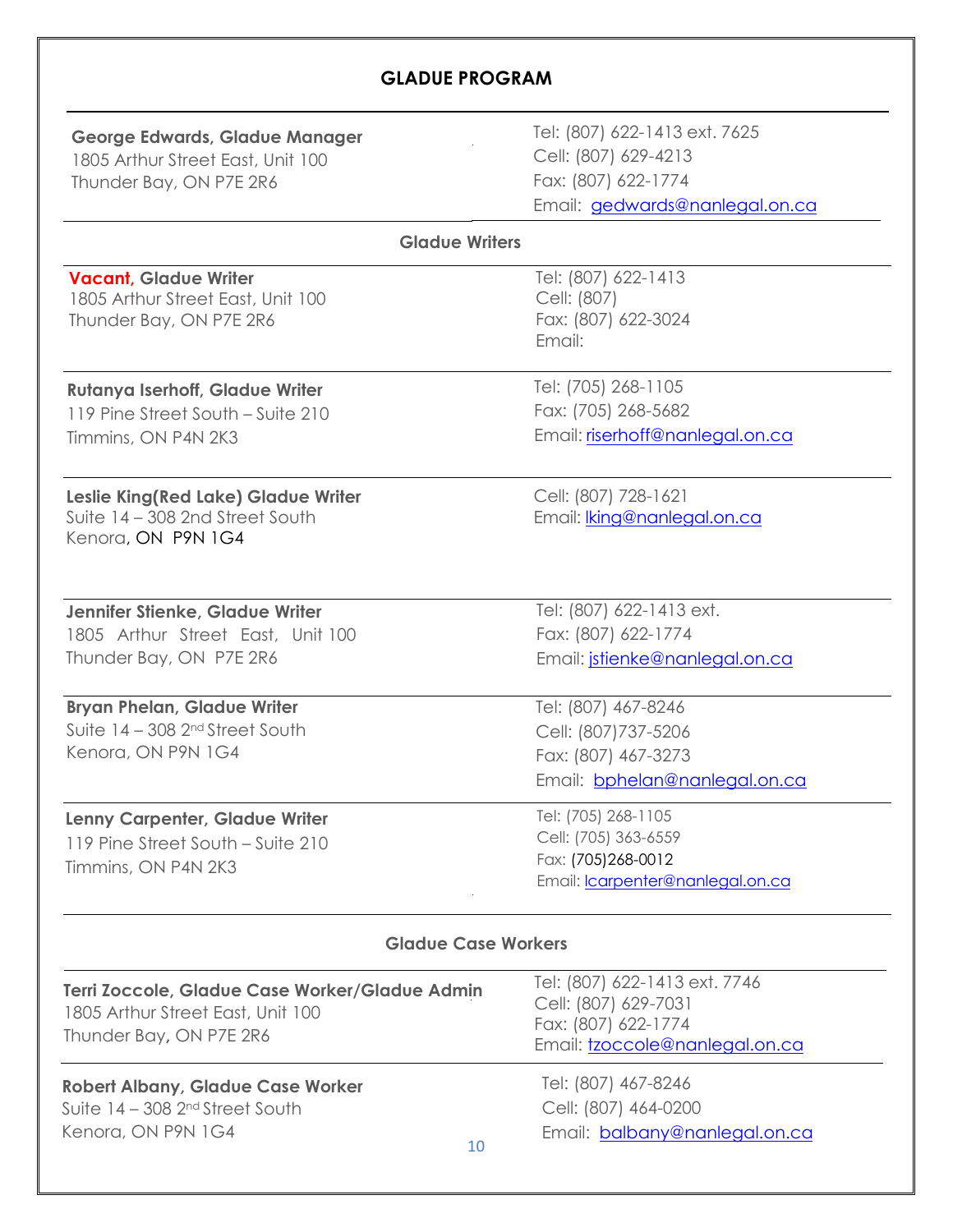# GLADUE PROGRAM

**George Edwards, Gladue Manager**
1805 Arthur Street East, Unit 100
Thunder Bay, ON P7E 2R6

Tel: (807) 622-1413 ext. 7625
Cell: (807) 629-4213
Fax: (807) 622-1774
Email: gedwards@nanlegal.on.ca

## Gladue Writers

**Vacant, Gladue Writer**
1805 Arthur Street East, Unit 100
Thunder Bay, ON P7E 2R6

Tel: (807) 622-1413
Cell: (807)
Fax: (807) 622-3024
Email:

**Rutanya Iserhoff, Gladue Writer**
119 Pine Street South – Suite 210
Timmins, ON P4N 2K3

Tel: (705) 268-1105
Fax: (705) 268-5682
Email: riserhoff@nanlegal.on.ca

**Leslie King(Red Lake) Gladue Writer**
Suite 14 – 308 2nd Street South
Kenora, ON P9N 1G4

Cell: (807) 728-1621
Email: lking@nanlegal.on.ca

**Jennifer Stienke, Gladue Writer**
1805 Arthur Street East, Unit 100
Thunder Bay, ON P7E 2R6

Tel: (807) 622-1413 ext.
Fax: (807) 622-1774
Email: jstienke@nanlegal.on.ca

**Bryan Phelan, Gladue Writer**
Suite 14 – 308 2nd Street South
Kenora, ON P9N 1G4

Tel: (807) 467-8246
Cell: (807)737-5206
Fax: (807) 467-3273
Email: bphelan@nanlegal.on.ca

**Lenny Carpenter, Gladue Writer**
119 Pine Street South – Suite 210
Timmins, ON P4N 2K3

Tel: (705) 268-1105
Cell: (705) 363-6559
Fax: (705)268-0012
Email: lcarpenter@nanlegal.on.ca

## Gladue Case Workers

**Terri Zoccole, Gladue Case Worker/Gladue Admin**
1805 Arthur Street East, Unit 100
Thunder Bay, ON P7E 2R6

Tel: (807) 622-1413 ext. 7746
Cell: (807) 629-7031
Fax: (807) 622-1774
Email: tzoccole@nanlegal.on.ca

**Robert Albany, Gladue Case Worker**
Suite 14 – 308 2nd Street South
Kenora, ON P9N 1G4

Tel: (807) 467-8246
Cell: (807) 464-0200
Email: balbany@nanlegal.on.ca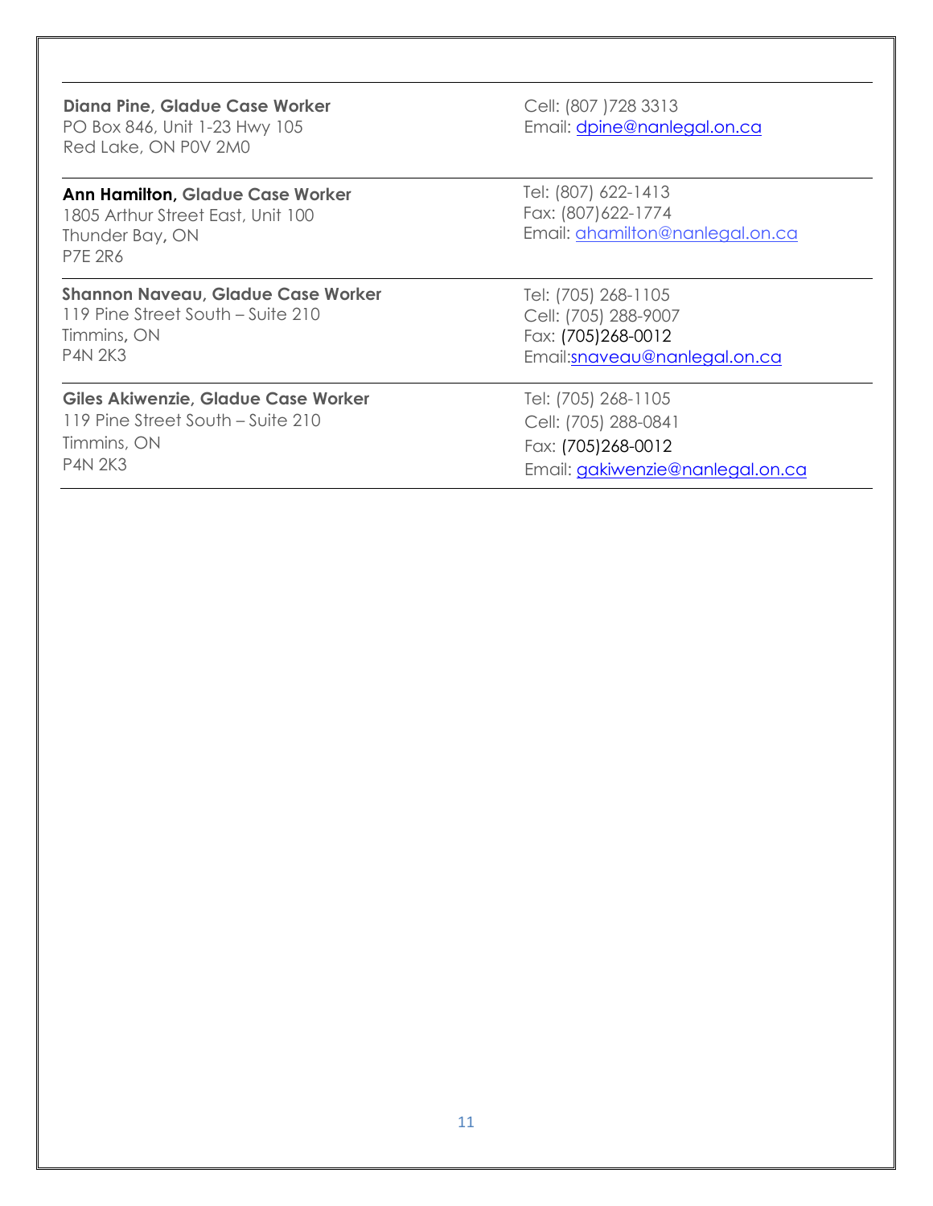| | |
|---|---|
| **Diana Pine, Gladue Case Worker**<br>PO Box 846, Unit 1-23 Hwy 105<br>Red Lake, ON P0V 2M0 | Cell: (807 )728 3313<br>Email: dpine@nanlegal.on.ca |
| **Ann Hamilton, Gladue Case Worker**<br>1805 Arthur Street East, Unit 100<br>Thunder Bay, ON<br>P7E 2R6 | Tel: (807) 622-1413<br>Fax: (807)622-1774<br>Email: ahamilton@nanlegal.on.ca |
| **Shannon Naveau, Gladue Case Worker**<br>119 Pine Street South – Suite 210<br>Timmins, ON<br>P4N 2K3 | Tel: (705) 268-1105<br>Cell: (705) 288-9007<br>Fax: (705)268-0012<br>Email:snaveau@nanlegal.on.ca |
| **Giles Akiwenzie, Gladue Case Worker**<br>119 Pine Street South – Suite 210<br>Timmins, ON<br>P4N 2K3 | Tel: (705) 268-1105<br>Cell: (705) 288-0841<br>Fax: (705)268-0012<br>Email: gakiwenzie@nanlegal.on.ca |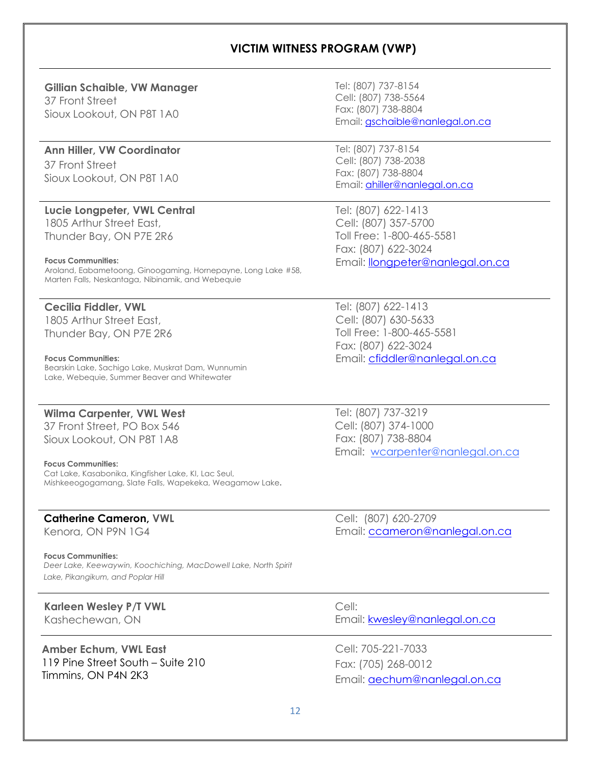## VICTIM WITNESS PROGRAM (VWP)

**Gillian Schaible, VW Manager**
37 Front Street
Sioux Lookout, ON P8T 1A0

Tel: (807) 737-8154
Cell: (807) 738-5564
Fax: (807) 738-8804
Email: gschaible@nanlegal.on.ca

---

**Ann Hiller, VW Coordinator**
37 Front Street
Sioux Lookout, ON P8T 1A0

Tel: (807) 737-8154
Cell: (807) 738-2038
Fax: (807) 738-8804
Email: ahiller@nanlegal.on.ca

---

**Lucie Longpeter, VWL Central**
1805 Arthur Street East,
Thunder Bay, ON P7E 2R6

**Focus Communities:**
Aroland, Eabametoong, Ginoogaming, Hornepayne, Long Lake #58, Marten Falls, Neskantaga, Nibinamik, and Webequie

Tel: (807) 622-1413
Cell: (807) 357-5700
Toll Free: 1-800-465-5581
Fax: (807) 622-3024
Email: llongpeter@nanlegal.on.ca

---

**Cecilia Fiddler, VWL**
1805 Arthur Street East,
Thunder Bay, ON P7E 2R6

**Focus Communities:**
Bearskin Lake, Sachigo Lake, Muskrat Dam, Wunnumin Lake, Webequie, Summer Beaver and Whitewater

Tel: (807) 622-1413
Cell: (807) 630-5633
Toll Free: 1-800-465-5581
Fax: (807) 622-3024
Email: cfiddler@nanlegal.on.ca

---

**Wilma Carpenter, VWL West**
37 Front Street, PO Box 546
Sioux Lookout, ON P8T 1A8

**Focus Communities:**
Cat Lake, Kasabonika, Kingfisher Lake, KI, Lac Seul, Mishkeeogogamang, Slate Falls, Wapekeka, Weagamow Lake.

Tel: (807) 737-3219
Cell: (807) 374-1000
Fax: (807) 738-8804
Email: wcarpenter@nanlegal.on.ca

---

**Catherine Cameron, VWL**
Kenora, ON P9N 1G4

**Focus Communities:**
*Deer Lake, Keewaywin, Koochiching, MacDowell Lake, North Spirit Lake, Pikangikum, and Poplar Hill*

Cell: (807) 620-2709
Email: ccameron@nanlegal.on.ca

---

**Karleen Wesley P/T VWL**
Kashechewan, ON

Cell:
Email: kwesley@nanlegal.on.ca

---

**Amber Echum, VWL East**
119 Pine Street South – Suite 210
Timmins, ON P4N 2K3

Cell: 705-221-7033
Fax: (705) 268-0012
Email: aechum@nanlegal.on.ca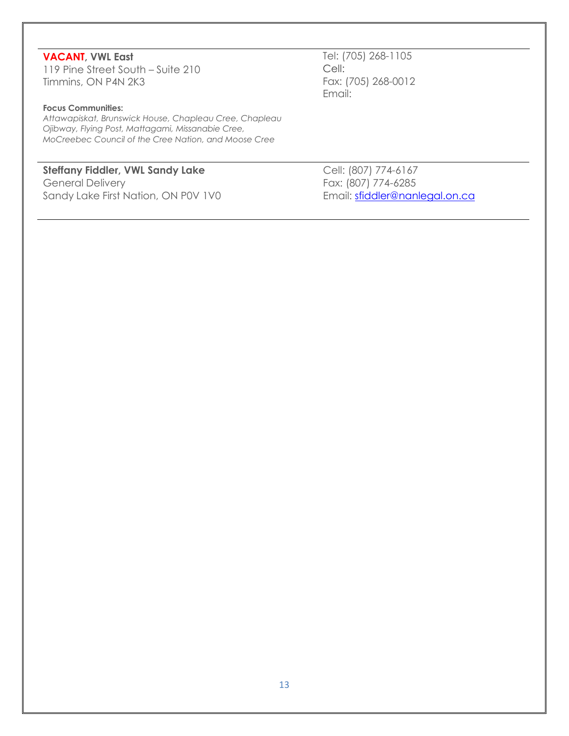---

**VACANT, VWL East**
119 Pine Street South – Suite 210
Timmins, ON P4N 2K3

Tel: (705) 268-1105
Cell:
Fax: (705) 268-0012
Email:

**Focus Communities:**
*Attawapiskat, Brunswick House, Chapleau Cree, Chapleau Ojibway, Flying Post, Mattagami, Missanabie Cree, MoCreebec Council of the Cree Nation, and Moose Cree*

---

**Steffany Fiddler, VWL Sandy Lake**
General Delivery
Sandy Lake First Nation, ON P0V 1V0

Cell: (807) 774-6167
Fax: (807) 774-6285
Email: sfiddler@nanlegal.on.ca

---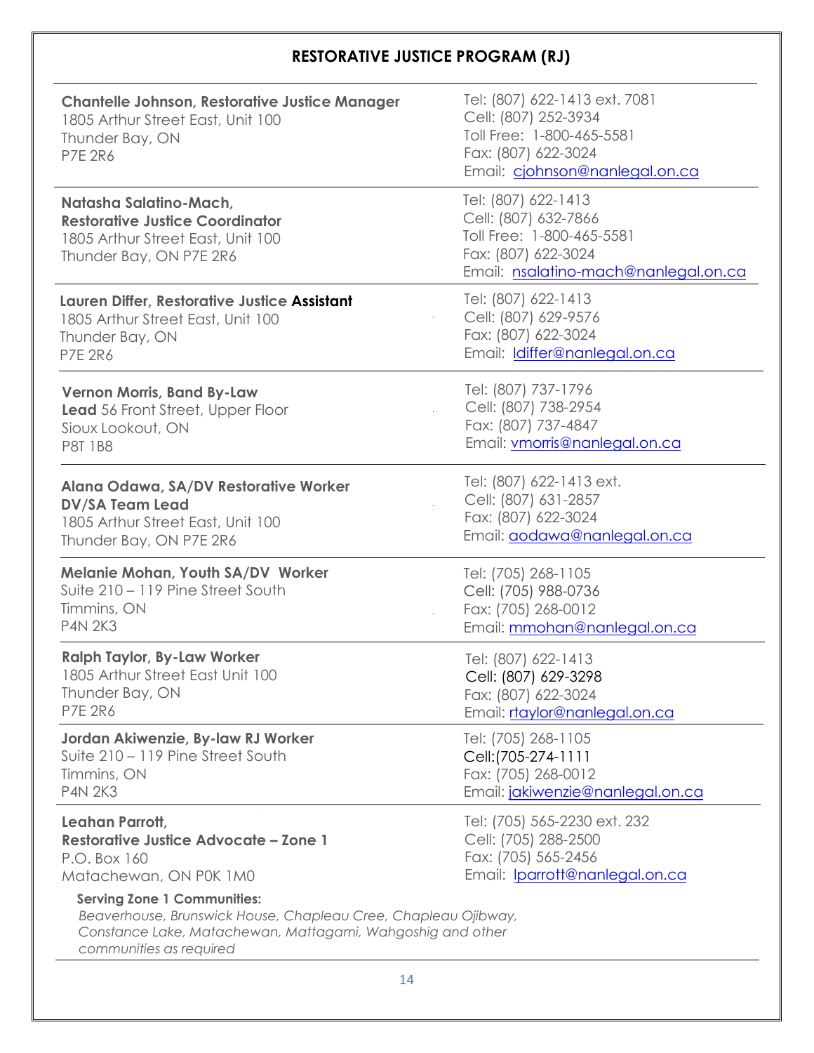## RESTORATIVE JUSTICE PROGRAM (RJ)

| | |
|---|---|
| **Chantelle Johnson, Restorative Justice Manager**<br>1805 Arthur Street East, Unit 100<br>Thunder Bay, ON<br>P7E 2R6 | Tel: (807) 622-1413 ext. 7081<br>Cell: (807) 252-3934<br>Toll Free: 1-800-465-5581<br>Fax: (807) 622-3024<br>Email: cjohnson@nanlegal.on.ca |
| **Natasha Salatino-Mach, Restorative Justice Coordinator**<br>1805 Arthur Street East, Unit 100<br>Thunder Bay, ON P7E 2R6 | Tel: (807) 622-1413<br>Cell: (807) 632-7866<br>Toll Free: 1-800-465-5581<br>Fax: (807) 622-3024<br>Email: nsalatino-mach@nanlegal.on.ca |
| **Lauren Differ, Restorative Justice Assistant**<br>1805 Arthur Street East, Unit 100<br>Thunder Bay, ON<br>P7E 2R6 | Tel: (807) 622-1413<br>Cell: (807) 629-9576<br>Fax: (807) 622-3024<br>Email: ldiffer@nanlegal.on.ca |
| **Vernon Morris, Band By-Law Lead** 56 Front Street, Upper Floor<br>Sioux Lookout, ON<br>P8T 1B8 | Tel: (807) 737-1796<br>Cell: (807) 738-2954<br>Fax: (807) 737-4847<br>Email: vmorris@nanlegal.on.ca |
| **Alana Odawa, SA/DV Restorative Worker DV/SA Team Lead**<br>1805 Arthur Street East, Unit 100<br>Thunder Bay, ON P7E 2R6 | Tel: (807) 622-1413 ext.<br>Cell: (807) 631-2857<br>Fax: (807) 622-3024<br>Email: aodawa@nanlegal.on.ca |
| **Melanie Mohan, Youth SA/DV Worker**<br>Suite 210 – 119 Pine Street South<br>Timmins, ON<br>P4N 2K3 | Tel: (705) 268-1105<br>Cell: (705) 988-0736<br>Fax: (705) 268-0012<br>Email: mmohan@nanlegal.on.ca |
| **Ralph Taylor, By-Law Worker**<br>1805 Arthur Street East Unit 100<br>Thunder Bay, ON<br>P7E 2R6 | Tel: (807) 622-1413<br>Cell: (807) 629-3298<br>Fax: (807) 622-3024<br>Email: rtaylor@nanlegal.on.ca |
| **Jordan Akiwenzie, By-law RJ Worker**<br>Suite 210 – 119 Pine Street South<br>Timmins, ON<br>P4N 2K3 | Tel: (705) 268-1105<br>Cell:(705-274-1111<br>Fax: (705) 268-0012<br>Email: jakiwenzie@nanlegal.on.ca |
| **Leahan Parrott, Restorative Justice Advocate – Zone 1**<br>P.O. Box 160<br>Matachewan, ON P0K 1M0 | Tel: (705) 565-2230 ext. 232<br>Cell: (705) 288-2500<br>Fax: (705) 565-2456<br>Email: lparrott@nanlegal.on.ca |

**Serving Zone 1 Communities:**
*Beaverhouse, Brunswick House, Chapleau Cree, Chapleau Ojibway, Constance Lake, Matachewan, Mattagami, Wahgoshig and other communities as required*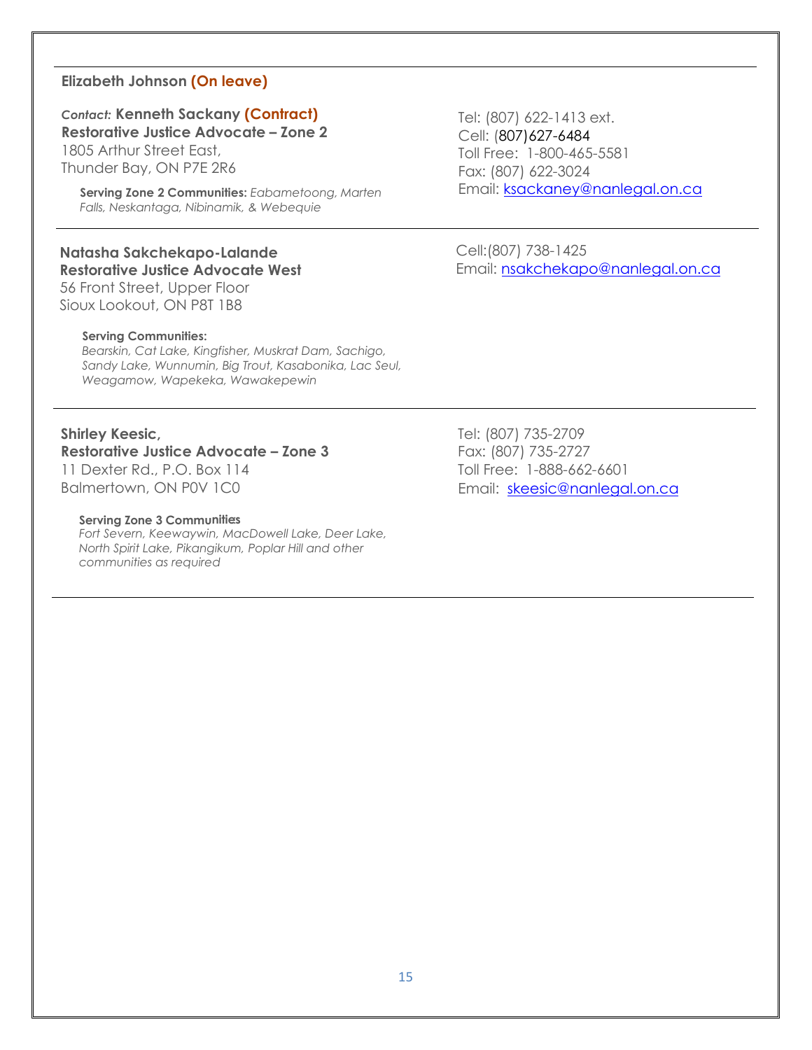**Elizabeth Johnson (On leave)**

*Contact:* **Kenneth Sackany (Contract)**
**Restorative Justice Advocate – Zone 2**
1805 Arthur Street East,
Thunder Bay, ON P7E 2R6

**Serving Zone 2 Communities:** *Eabametoong, Marten Falls, Neskantaga, Nibinamik, & Webequie*

Tel: (807) 622-1413 ext.
Cell: (807)627-6484
Toll Free: 1-800-465-5581
Fax: (807) 622-3024
Email: ksackaney@nanlegal.on.ca

---

**Natasha Sakchekapo-Lalande**
**Restorative Justice Advocate West**
56 Front Street, Upper Floor
Sioux Lookout, ON P8T 1B8

**Serving Communities:**
*Bearskin, Cat Lake, Kingfisher, Muskrat Dam, Sachigo, Sandy Lake, Wunnumin, Big Trout, Kasabonika, Lac Seul, Weagamow, Wapekeka, Wawakepewin*

Cell:(807) 738-1425
Email: nsakchekapo@nanlegal.on.ca

---

**Shirley Keesic,**
**Restorative Justice Advocate – Zone 3**
11 Dexter Rd., P.O. Box 114
Balmertown, ON P0V 1C0

**Serving Zone 3 Communities**
*Fort Severn, Keewaywin, MacDowell Lake, Deer Lake, North Spirit Lake, Pikangikum, Poplar Hill and other communities as required*

Tel: (807) 735-2709
Fax: (807) 735-2727
Toll Free: 1-888-662-6601
Email: skeesic@nanlegal.on.ca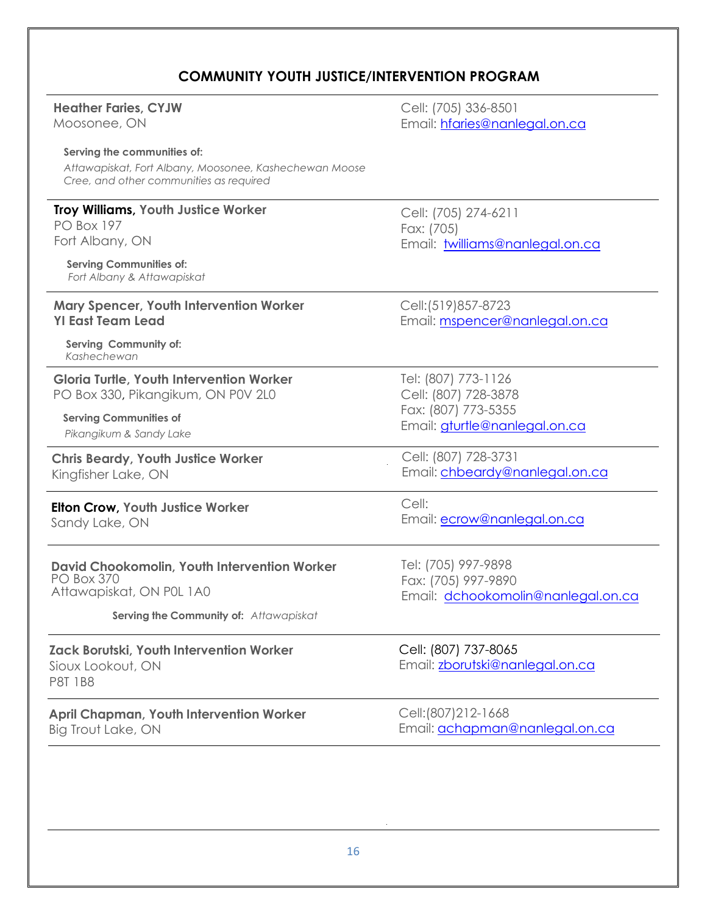## COMMUNITY YOUTH JUSTICE/INTERVENTION PROGRAM

**Heather Faries, CYJW**
Moosonee, ON

Cell: (705) 336-8501
Email: hfaries@nanlegal.on.ca

**Serving the communities of:**
*Attawapiskat, Fort Albany, Moosonee, Kashechewan Moose Cree, and other communities as required*

---

**Troy Williams, Youth Justice Worker**
PO Box 197
Fort Albany, ON

Cell: (705) 274-6211
Fax: (705)
Email: twilliams@nanlegal.on.ca

**Serving Communities of:**
*Fort Albany & Attawapiskat*

---

**Mary Spencer, Youth Intervention Worker**
**YI East Team Lead**

Cell:(519)857-8723
Email: mspencer@nanlegal.on.ca

**Serving Community of:**
*Kashechewan*

---

**Gloria Turtle, Youth Intervention Worker**
PO Box 330, Pikangikum, ON P0V 2L0

Tel: (807) 773-1126
Cell: (807) 728-3878
Fax: (807) 773-5355
Email: gturtle@nanlegal.on.ca

**Serving Communities of**
*Pikangikum & Sandy Lake*

---

**Chris Beardy, Youth Justice Worker**
Kingfisher Lake, ON

Cell: (807) 728-3731
Email: chbeardy@nanlegal.on.ca

---

**Elton Crow, Youth Justice Worker**
Sandy Lake, ON

Cell:
Email: ecrow@nanlegal.on.ca

---

**David Chookomolin, Youth Intervention Worker**
PO Box 370
Attawapiskat, ON P0L 1A0

Tel: (705) 997-9898
Fax: (705) 997-9890
Email: dchookomolin@nanlegal.on.ca

**Serving the Community of:** *Attawapiskat*

---

**Zack Borutski, Youth Intervention Worker**
Sioux Lookout, ON
P8T 1B8

Cell: (807) 737-8065
Email: zborutski@nanlegal.on.ca

---

**April Chapman, Youth Intervention Worker**
Big Trout Lake, ON

Cell:(807)212-1668
Email: achapman@nanlegal.on.ca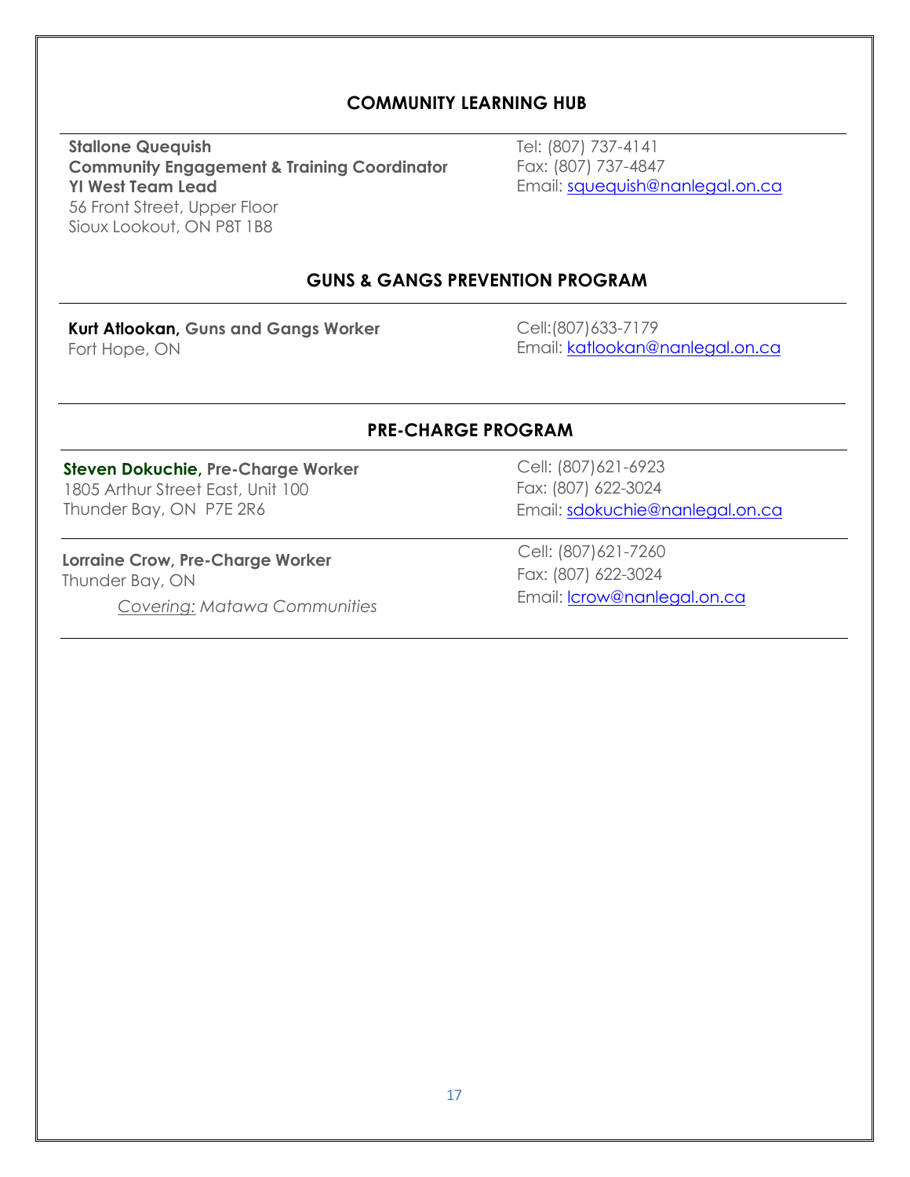## COMMUNITY LEARNING HUB

**Stallone Quequish**
**Community Engagement & Training Coordinator**
**YI West Team Lead**
56 Front Street, Upper Floor
Sioux Lookout, ON P8T 1B8

Tel: (807) 737-4141
Fax: (807) 737-4847
Email: squequish@nanlegal.on.ca

## GUNS & GANGS PREVENTION PROGRAM

**Kurt Atlookan, Guns and Gangs Worker**
Fort Hope, ON

Cell:(807)633-7179
Email: katlookan@nanlegal.on.ca

## PRE-CHARGE PROGRAM

**Steven Dokuchie, Pre-Charge Worker**
1805 Arthur Street East, Unit 100
Thunder Bay, ON P7E 2R6

Cell: (807)621-6923
Fax: (807) 622-3024
Email: sdokuchie@nanlegal.on.ca

**Lorraine Crow, Pre-Charge Worker**
Thunder Bay, ON
*Covering: Matawa Communities*

Cell: (807)621-7260
Fax: (807) 622-3024
Email: lcrow@nanlegal.on.ca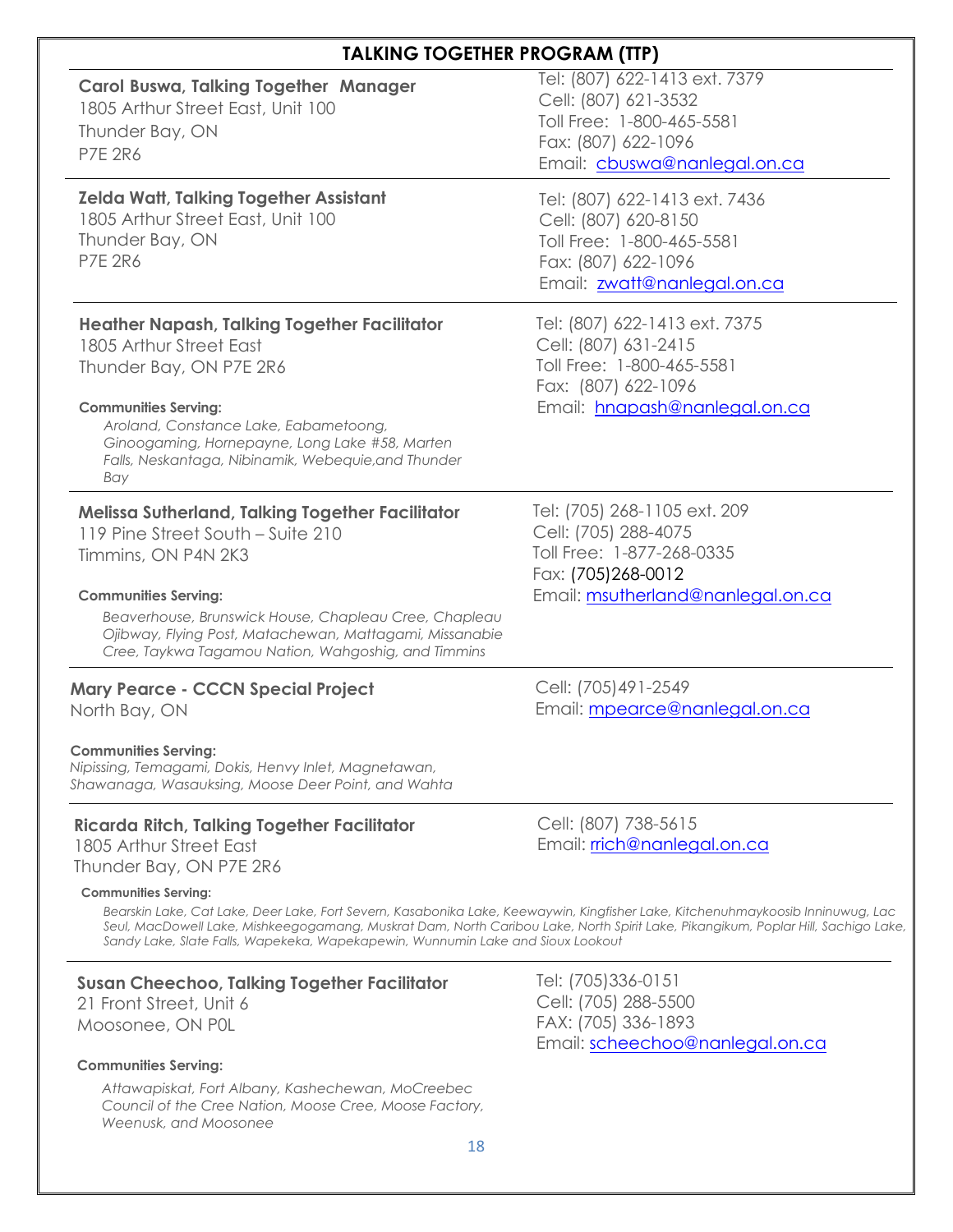## TALKING TOGETHER PROGRAM (TTP)

**Carol Buswa, Talking Together Manager**
1805 Arthur Street East, Unit 100
Thunder Bay, ON
P7E 2R6

Tel: (807) 622-1413 ext. 7379
Cell: (807) 621-3532
Toll Free: 1-800-465-5581
Fax: (807) 622-1096
Email: cbuswa@nanlegal.on.ca

---

**Zelda Watt, Talking Together Assistant**
1805 Arthur Street East, Unit 100
Thunder Bay, ON
P7E 2R6

Tel: (807) 622-1413 ext. 7436
Cell: (807) 620-8150
Toll Free: 1-800-465-5581
Fax: (807) 622-1096
Email: zwatt@nanlegal.on.ca

---

**Heather Napash, Talking Together Facilitator**
1805 Arthur Street East
Thunder Bay, ON P7E 2R6

Tel: (807) 622-1413 ext. 7375
Cell: (807) 631-2415
Toll Free: 1-800-465-5581
Fax: (807) 622-1096
Email: hnapash@nanlegal.on.ca

**Communities Serving:**
*Aroland, Constance Lake, Eabametoong, Ginoogaming, Hornepayne, Long Lake #58, Marten Falls, Neskantaga, Nibinamik, Webequie,and Thunder Bay*

---

**Melissa Sutherland, Talking Together Facilitator**
119 Pine Street South – Suite 210
Timmins, ON P4N 2K3

Tel: (705) 268-1105 ext. 209
Cell: (705) 288-4075
Toll Free: 1-877-268-0335
Fax: (705)268-0012
Email: msutherland@nanlegal.on.ca

**Communities Serving:**
*Beaverhouse, Brunswick House, Chapleau Cree, Chapleau Ojibway, Flying Post, Matachewan, Mattagami, Missanabie Cree, Taykwa Tagamou Nation, Wahgoshig, and Timmins*

---

**Mary Pearce - CCCN Special Project**
North Bay, ON

Cell: (705)491-2549
Email: mpearce@nanlegal.on.ca

**Communities Serving:**
*Nipissing, Temagami, Dokis, Henvy Inlet, Magnetawan, Shawanaga, Wasauksing, Moose Deer Point, and Wahta*

---

**Ricarda Ritch, Talking Together Facilitator**
1805 Arthur Street East
Thunder Bay, ON P7E 2R6

Cell: (807) 738-5615
Email: rrich@nanlegal.on.ca

**Communities Serving:**
*Bearskin Lake, Cat Lake, Deer Lake, Fort Severn, Kasabonika Lake, Keewaywin, Kingfisher Lake, Kitchenuhmaykoosib Inninuwug, Lac Seul, MacDowell Lake, Mishkeegogamang, Muskrat Dam, North Caribou Lake, North Spirit Lake, Pikangikum, Poplar Hill, Sachigo Lake, Sandy Lake, Slate Falls, Wapekeka, Wapekapewin, Wunnumin Lake and Sioux Lookout*

---

**Susan Cheechoo, Talking Together Facilitator**
21 Front Street, Unit 6
Moosonee, ON P0L

Tel: (705)336-0151
Cell: (705) 288-5500
FAX: (705) 336-1893
Email: scheechoo@nanlegal.on.ca

**Communities Serving:**
*Attawapiskat, Fort Albany, Kashechewan, MoCreebec Council of the Cree Nation, Moose Cree, Moose Factory, Weenusk, and Moosonee*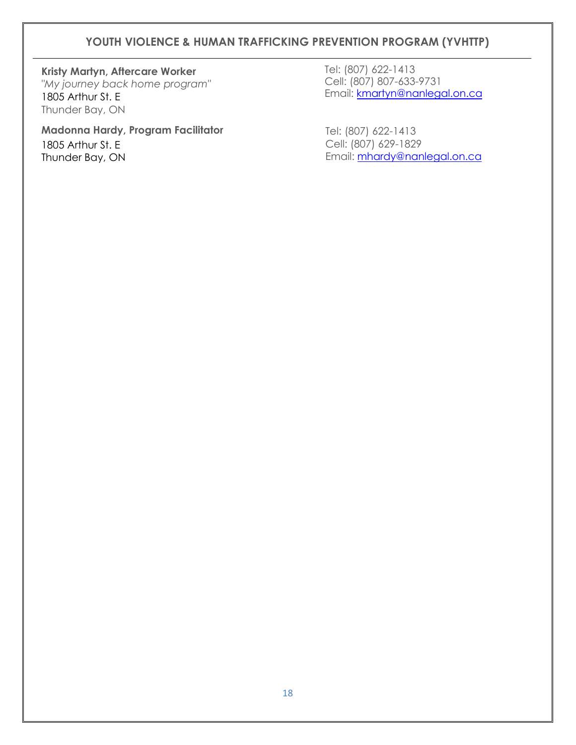## YOUTH VIOLENCE & HUMAN TRAFFICKING PREVENTION PROGRAM (YVHTTP)

**Kristy Martyn, Aftercare Worker**
*"My journey back home program"*
1805 Arthur St. E
Thunder Bay, ON

Tel: (807) 622-1413
Cell: (807) 807-633-9731
Email: kmartyn@nanlegal.on.ca

**Madonna Hardy, Program Facilitator**
1805 Arthur St. E
Thunder Bay, ON

Tel: (807) 622-1413
Cell: (807) 629-1829
Email: mhardy@nanlegal.on.ca